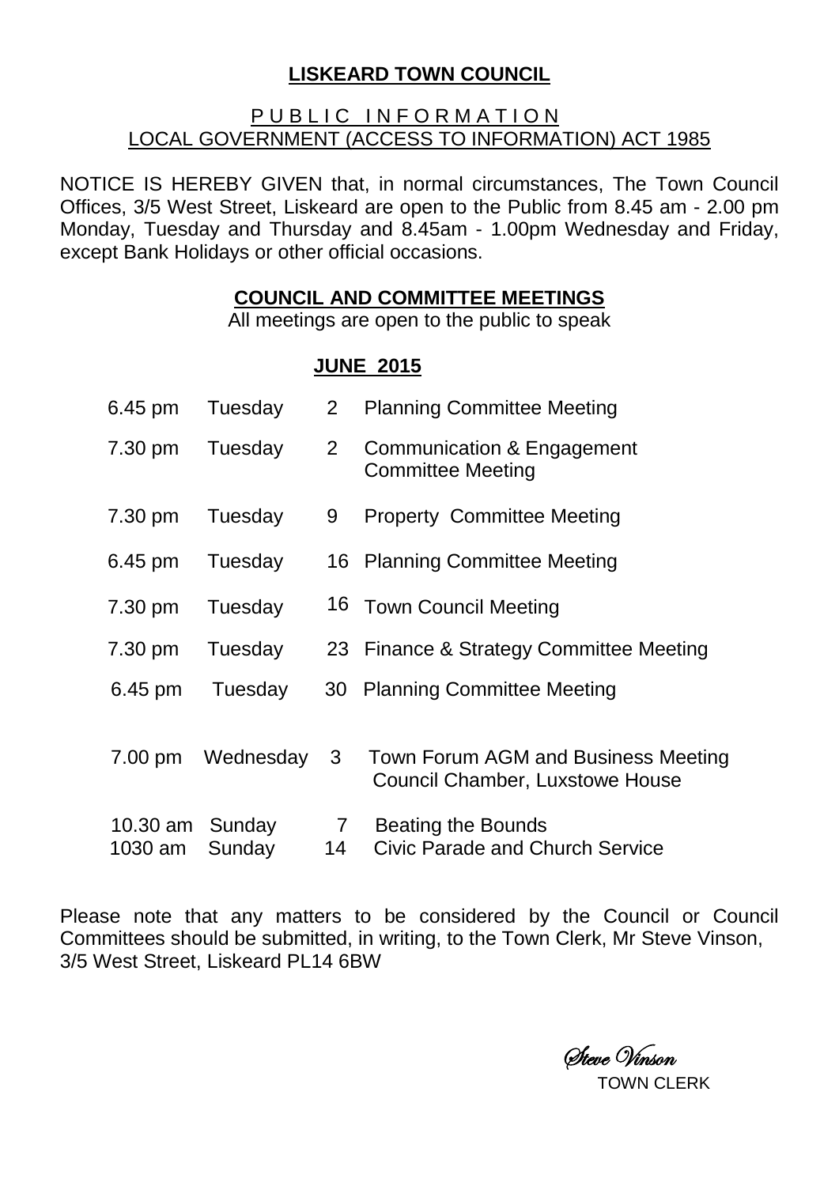**LISKEARD TOWN COUNCIL**

PUBLIC INFORMATION
LOCAL GOVERNMENT (ACCESS TO INFORMATION) ACT 1985

NOTICE IS HEREBY GIVEN that, in normal circumstances, The Town Council Offices, 3/5 West Street, Liskeard are open to the Public from 8.45 am - 2.00 pm Monday, Tuesday and Thursday and 8.45am - 1.00pm Wednesday and Friday, except Bank Holidays or other official occasions.

**COUNCIL AND COMMITTEE MEETINGS**

All meetings are open to the public to speak

**JUNE 2015**

| | | | |
|---|---|---|---|
| 6.45 pm | Tuesday | 2 | Planning Committee Meeting |
| 7.30 pm | Tuesday | 2 | Communication & Engagement Committee Meeting |
| 7.30 pm | Tuesday | 9 | Property Committee Meeting |
| 6.45 pm | Tuesday | 16 | Planning Committee Meeting |
| 7.30 pm | Tuesday | 16 | Town Council Meeting |
| 7.30 pm | Tuesday | 23 | Finance & Strategy Committee Meeting |
| 6.45 pm | Tuesday | 30 | Planning Committee Meeting |
| 7.00 pm | Wednesday | 3 | Town Forum AGM and Business Meeting Council Chamber, Luxstowe House |
| 10.30 am | Sunday | 7 | Beating the Bounds |
| 1030 am | Sunday | 14 | Civic Parade and Church Service |

Please note that any matters to be considered by the Council or Council Committees should be submitted, in writing, to the Town Clerk, Mr Steve Vinson, 3/5 West Street, Liskeard PL14 6BW

*Steve Vinson*
TOWN CLERK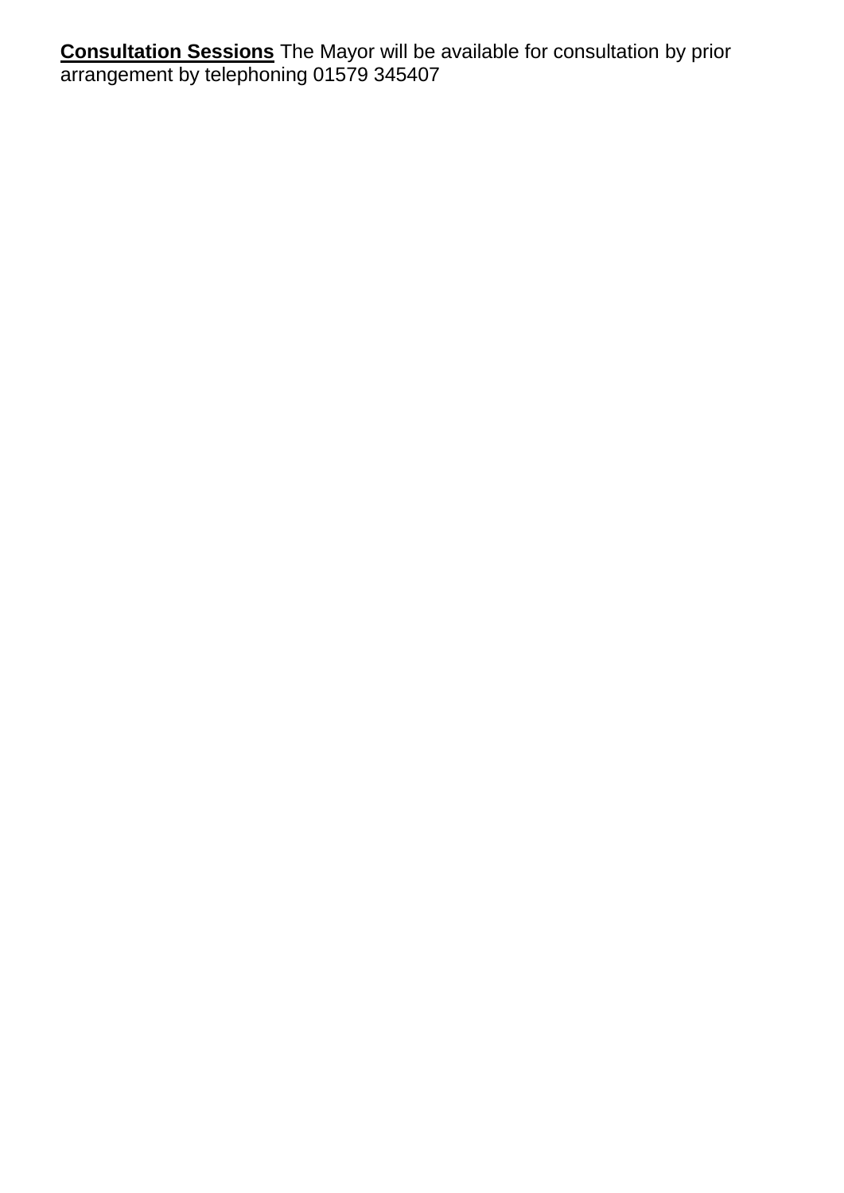**<u>Consultation Sessions</u>** The Mayor will be available for consultation by prior arrangement by telephoning 01579 345407